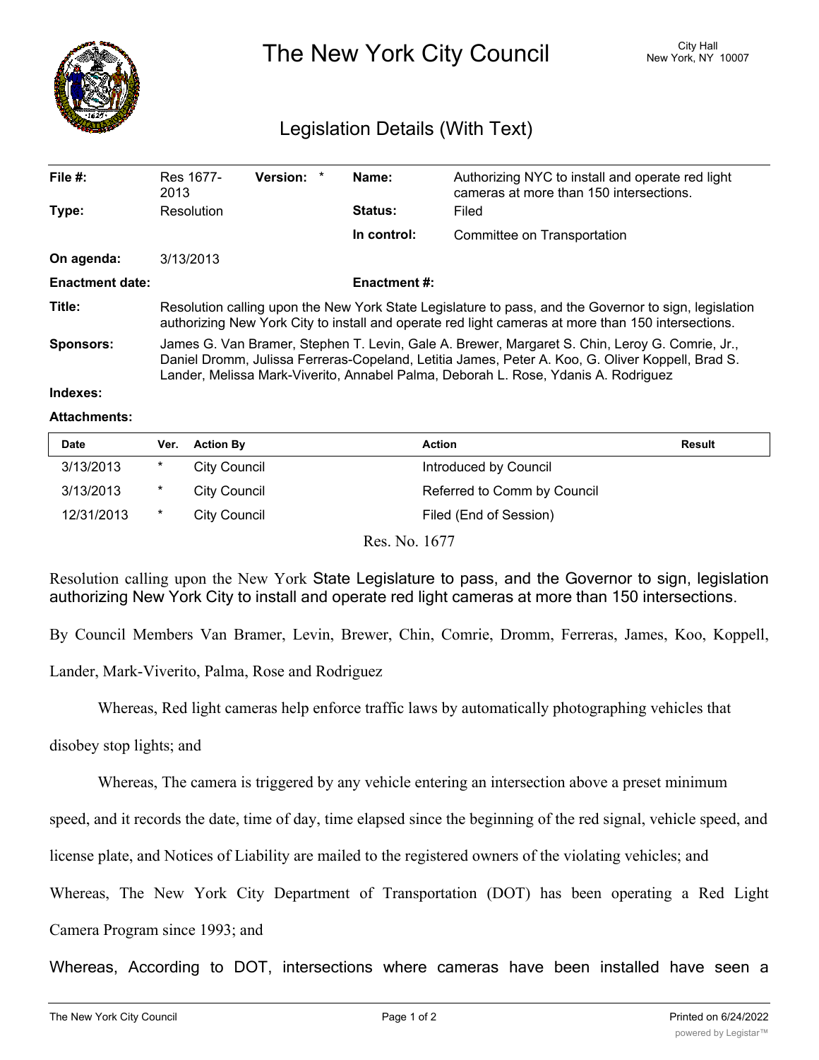# The New York City Council

City Hall
New York, NY 10007

## Legislation Details (With Text)

| | | | |
|---|---|---|---|
| **File #:** | Res 1677-2013 **Version:** * | **Name:** | Authorizing NYC to install and operate red light cameras at more than 150 intersections. |
| **Type:** | Resolution | **Status:** | Filed |
| | | **In control:** | Committee on Transportation |
| **On agenda:** | 3/13/2013 | | |
| **Enactment date:** | | **Enactment #:** | |

**Title:** Resolution calling upon the New York State Legislature to pass, and the Governor to sign, legislation authorizing New York City to install and operate red light cameras at more than 150 intersections.

**Sponsors:** James G. Van Bramer, Stephen T. Levin, Gale A. Brewer, Margaret S. Chin, Leroy G. Comrie, Jr., Daniel Dromm, Julissa Ferreras-Copeland, Letitia James, Peter A. Koo, G. Oliver Koppell, Brad S. Lander, Melissa Mark-Viverito, Annabel Palma, Deborah L. Rose, Ydanis A. Rodriguez

**Indexes:**

**Attachments:**

| Date | Ver. | Action By | Action | Result |
|---|---|---|---|---|
| 3/13/2013 | * | City Council | Introduced by Council | |
| 3/13/2013 | * | City Council | Referred to Comm by Council | |
| 12/31/2013 | * | City Council | Filed (End of Session) | |

Res. No. 1677

Resolution calling upon the New York State Legislature to pass, and the Governor to sign, legislation authorizing New York City to install and operate red light cameras at more than 150 intersections.

By Council Members Van Bramer, Levin, Brewer, Chin, Comrie, Dromm, Ferreras, James, Koo, Koppell, Lander, Mark-Viverito, Palma, Rose and Rodriguez

Whereas, Red light cameras help enforce traffic laws by automatically photographing vehicles that disobey stop lights; and

Whereas, The camera is triggered by any vehicle entering an intersection above a preset minimum speed, and it records the date, time of day, time elapsed since the beginning of the red signal, vehicle speed, and license plate, and Notices of Liability are mailed to the registered owners of the violating vehicles; and

Whereas, The New York City Department of Transportation (DOT) has been operating a Red Light Camera Program since 1993; and

Whereas, According to DOT, intersections where cameras have been installed have seen a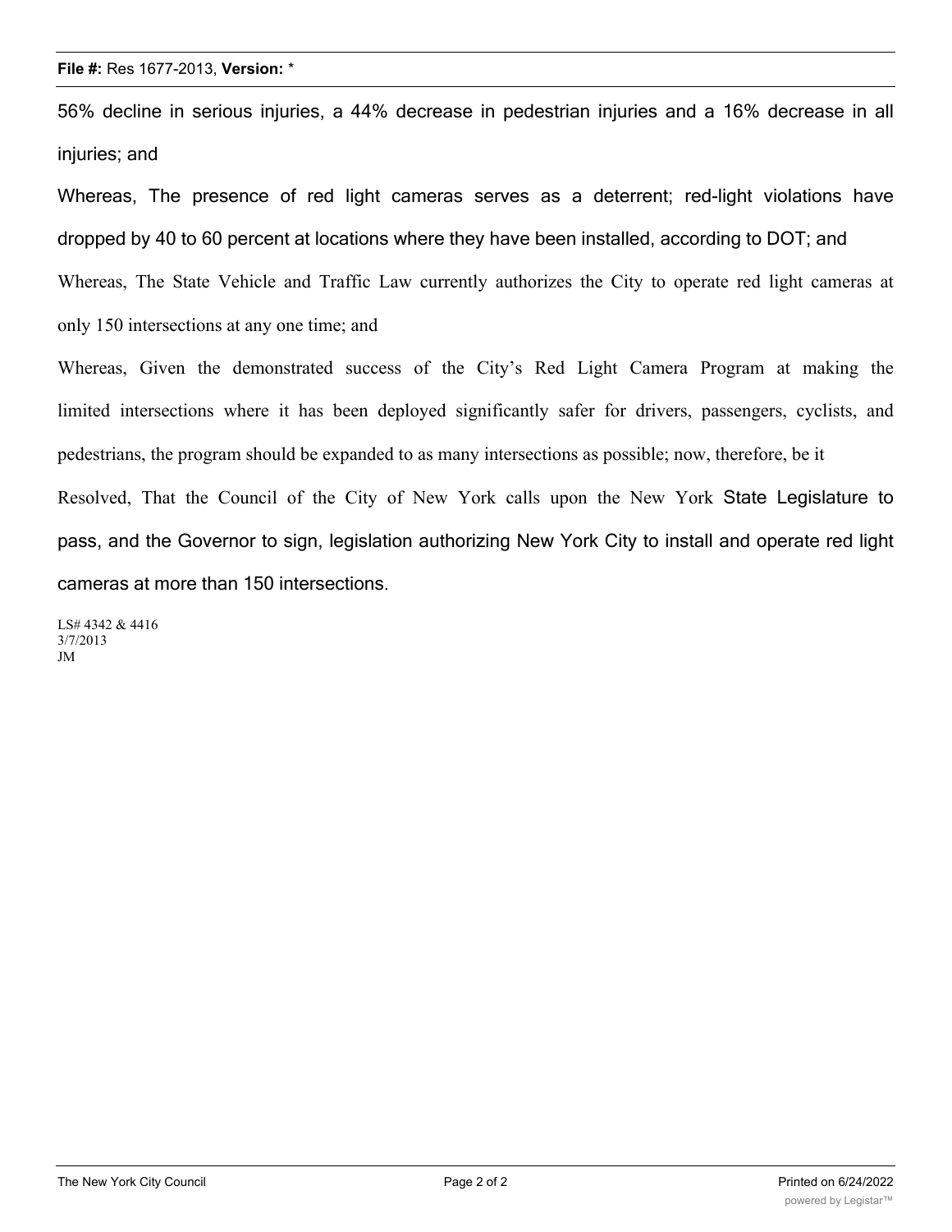56% decline in serious injuries, a 44% decrease in pedestrian injuries and a 16% decrease in all injuries; and

Whereas, The presence of red light cameras serves as a deterrent; red-light violations have dropped by 40 to 60 percent at locations where they have been installed, according to DOT; and

Whereas, The State Vehicle and Traffic Law currently authorizes the City to operate red light cameras at only 150 intersections at any one time; and

Whereas, Given the demonstrated success of the City's Red Light Camera Program at making the limited intersections where it has been deployed significantly safer for drivers, passengers, cyclists, and pedestrians, the program should be expanded to as many intersections as possible; now, therefore, be it

Resolved, That the Council of the City of New York calls upon the New York State Legislature to pass, and the Governor to sign, legislation authorizing New York City to install and operate red light cameras at more than 150 intersections.

LS# 4342 & 4416
3/7/2013
JM